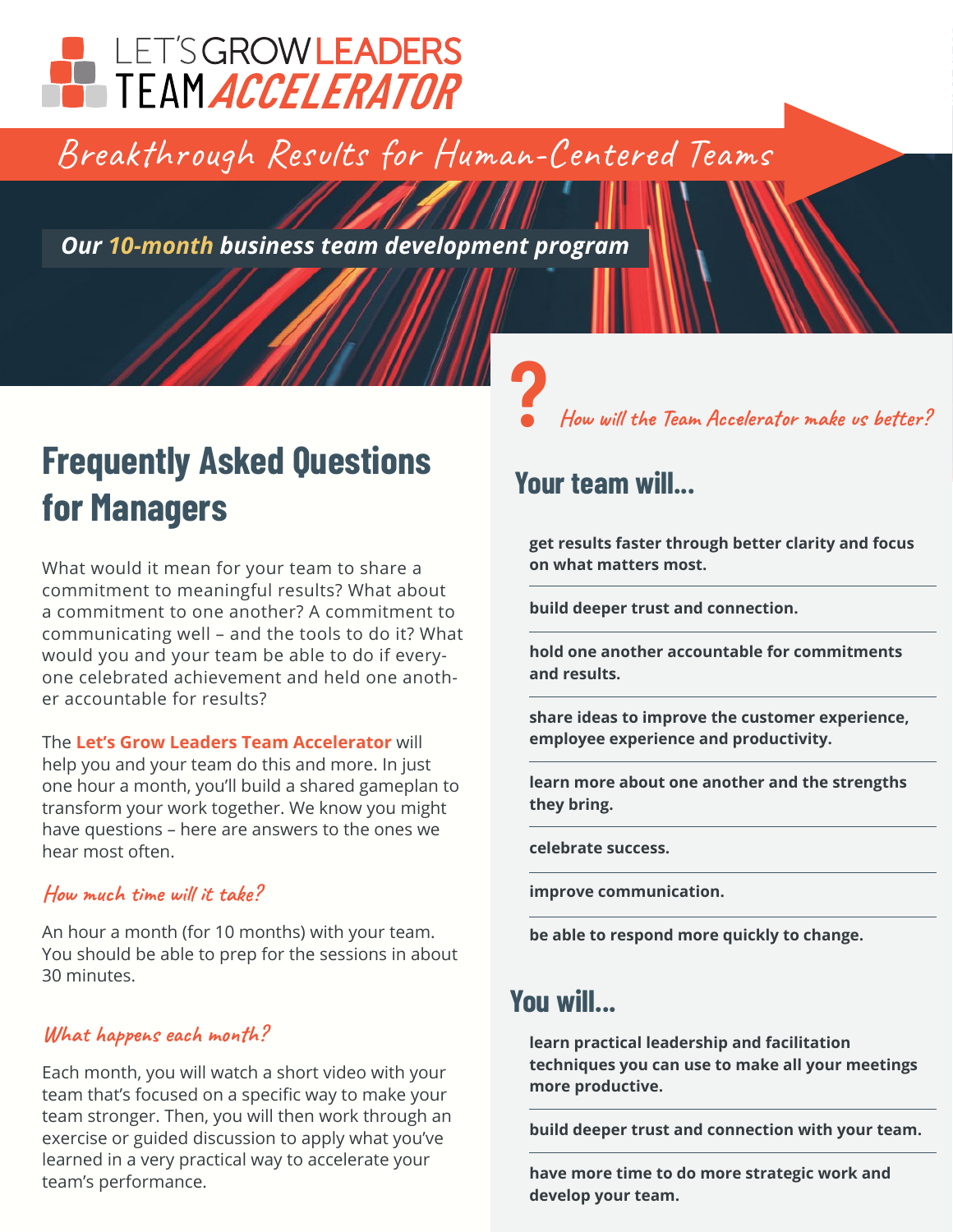LET'S GROW LEADERS
TEAM ACCELERATOR

*Breakthrough Results for Human-Centered Teams*

***Our 10-month business team development program***

# Frequently Asked Questions for Managers

What would it mean for your team to share a commitment to meaningful results? What about a commitment to one another? A commitment to communicating well – and the tools to do it? What would you and your team be able to do if everyone celebrated achievement and held one another accountable for results?

The **Let's Grow Leaders Team Accelerator** will help you and your team do this and more. In just one hour a month, you'll build a shared gameplan to transform your work together. We know you might have questions – here are answers to the ones we hear most often.

### *How much time will it take?*

An hour a month (for 10 months) with your team. You should be able to prep for the sessions in about 30 minutes.

### *What happens each month?*

Each month, you will watch a short video with your team that's focused on a specific way to make your team stronger. Then, you will then work through an exercise or guided discussion to apply what you've learned in a very practical way to accelerate your team's performance.

### *How will the Team Accelerator make us better?*

## Your team will...

- **get results faster through better clarity and focus on what matters most.**
- **build deeper trust and connection.**
- **hold one another accountable for commitments and results.**
- **share ideas to improve the customer experience, employee experience and productivity.**
- **learn more about one another and the strengths they bring.**
- **celebrate success.**
- **improve communication.**
- **be able to respond more quickly to change.**

## You will...

- **learn practical leadership and facilitation techniques you can use to make all your meetings more productive.**
- **build deeper trust and connection with your team.**
- **have more time to do more strategic work and develop your team.**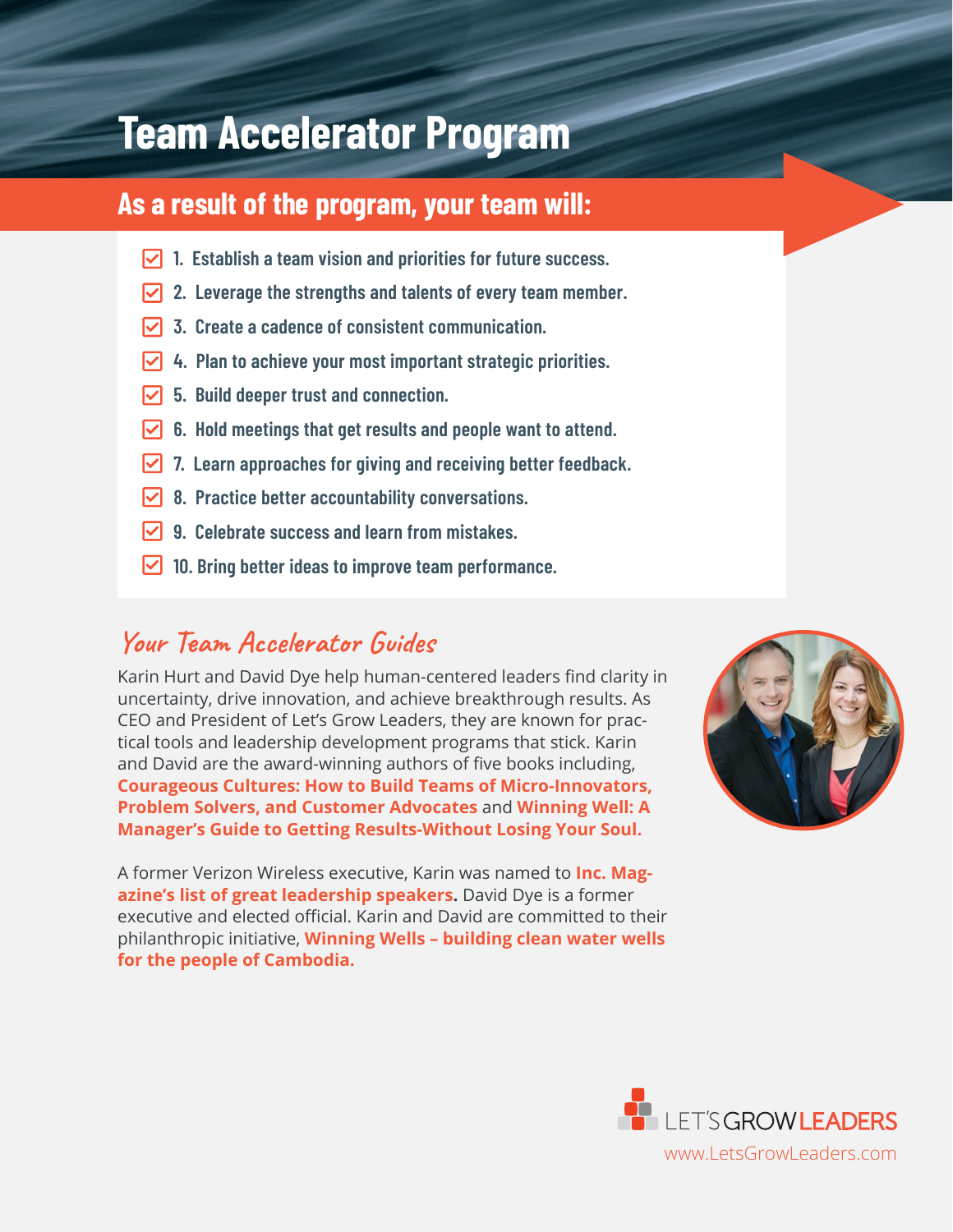# Team Accelerator Program

## As a result of the program, your team will:

- 1. Establish a team vision and priorities for future success.
- 2. Leverage the strengths and talents of every team member.
- 3. Create a cadence of consistent communication.
- 4. Plan to achieve your most important strategic priorities.
- 5. Build deeper trust and connection.
- 6. Hold meetings that get results and people want to attend.
- 7. Learn approaches for giving and receiving better feedback.
- 8. Practice better accountability conversations.
- 9. Celebrate success and learn from mistakes.
- 10. Bring better ideas to improve team performance.

## Your Team Accelerator Guides

Karin Hurt and David Dye help human-centered leaders find clarity in uncertainty, drive innovation, and achieve breakthrough results. As CEO and President of Let's Grow Leaders, they are known for practical tools and leadership development programs that stick. Karin and David are the award-winning authors of five books including, **Courageous Cultures: How to Build Teams of Micro-Innovators, Problem Solvers, and Customer Advocates** and **Winning Well: A Manager's Guide to Getting Results-Without Losing Your Soul.**

A former Verizon Wireless executive, Karin was named to **Inc. Magazine's list of great leadership speakers.** David Dye is a former executive and elected official. Karin and David are committed to their philanthropic initiative, **Winning Wells – building clean water wells for the people of Cambodia.**

LET'S GROW LEADERS

www.LetsGrowLeaders.com